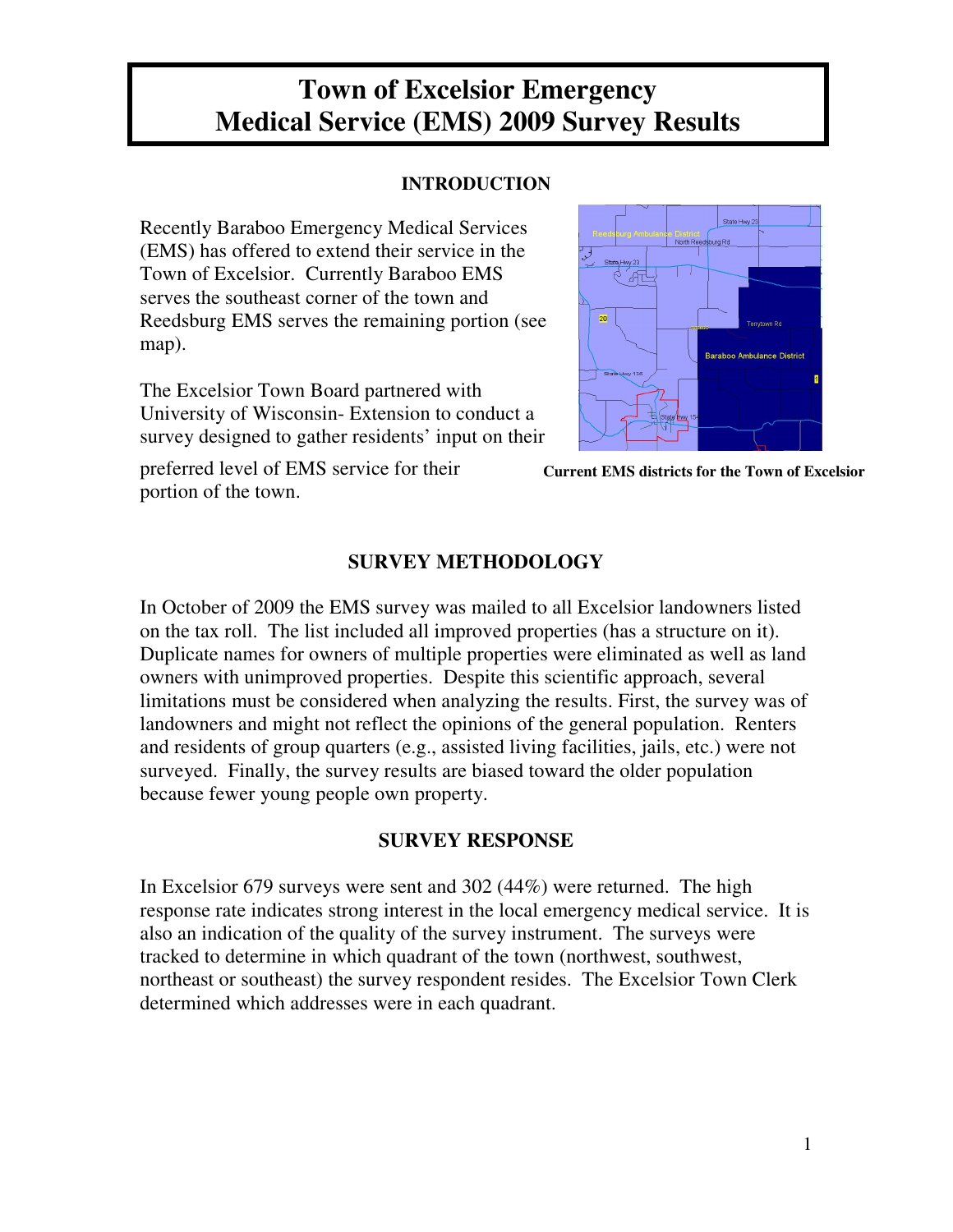# Town of Excelsior Emergency Medical Service (EMS) 2009 Survey Results

## INTRODUCTION

Recently Baraboo Emergency Medical Services (EMS) has offered to extend their service in the Town of Excelsior. Currently Baraboo EMS serves the southeast corner of the town and Reedsburg EMS serves the remaining portion (see map).

The Excelsior Town Board partnered with University of Wisconsin- Extension to conduct a survey designed to gather residents' input on their preferred level of EMS service for their portion of the town.

**Current EMS districts for the Town of Excelsior**

## SURVEY METHODOLOGY

In October of 2009 the EMS survey was mailed to all Excelsior landowners listed on the tax roll. The list included all improved properties (has a structure on it). Duplicate names for owners of multiple properties were eliminated as well as land owners with unimproved properties. Despite this scientific approach, several limitations must be considered when analyzing the results. First, the survey was of landowners and might not reflect the opinions of the general population. Renters and residents of group quarters (e.g., assisted living facilities, jails, etc.) were not surveyed. Finally, the survey results are biased toward the older population because fewer young people own property.

## SURVEY RESPONSE

In Excelsior 679 surveys were sent and 302 (44%) were returned. The high response rate indicates strong interest in the local emergency medical service. It is also an indication of the quality of the survey instrument. The surveys were tracked to determine in which quadrant of the town (northwest, southwest, northeast or southeast) the survey respondent resides. The Excelsior Town Clerk determined which addresses were in each quadrant.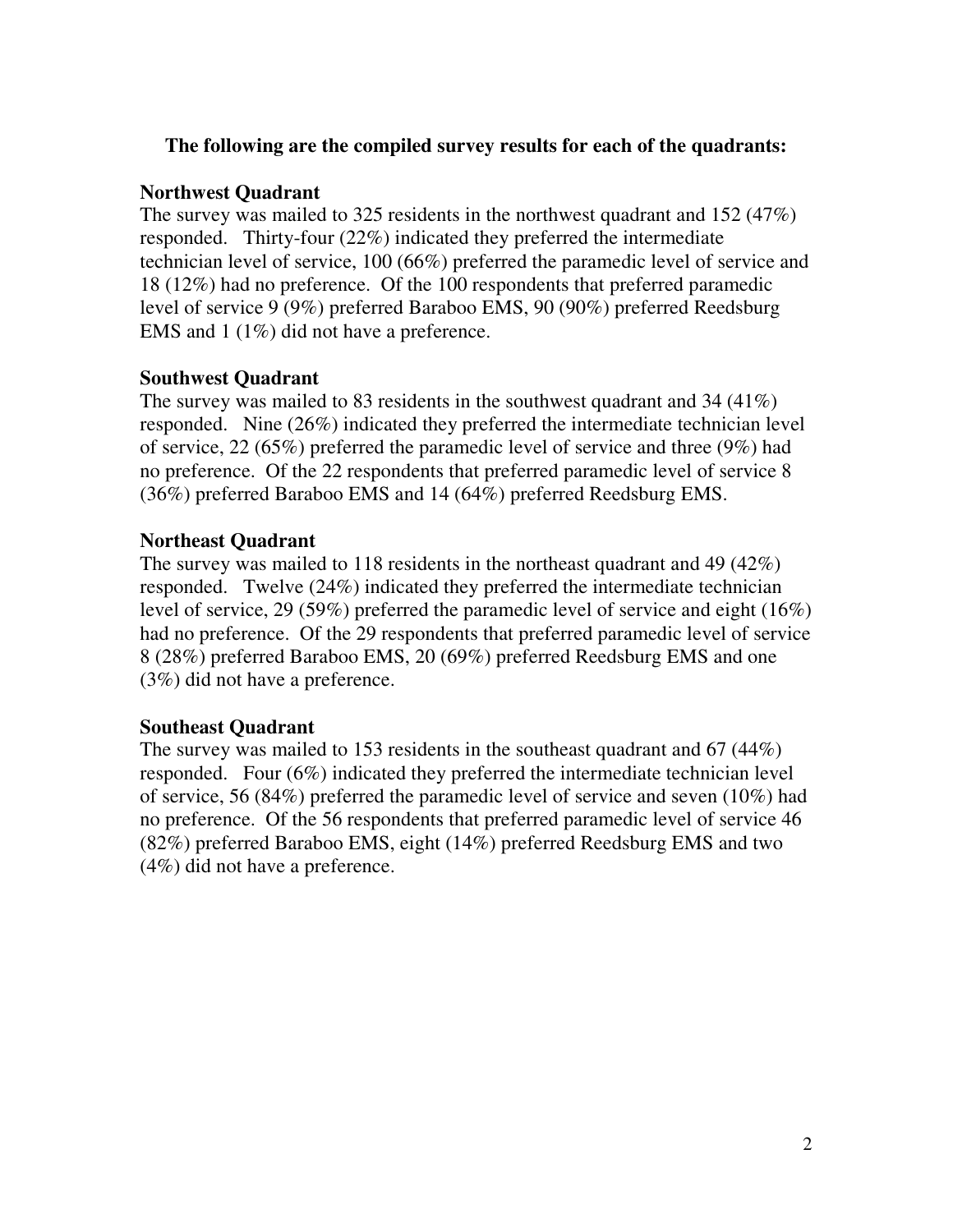**The following are the compiled survey results for each of the quadrants:**

**Northwest Quadrant**

The survey was mailed to 325 residents in the northwest quadrant and 152 (47%) responded. Thirty-four (22%) indicated they preferred the intermediate technician level of service, 100 (66%) preferred the paramedic level of service and 18 (12%) had no preference. Of the 100 respondents that preferred paramedic level of service 9 (9%) preferred Baraboo EMS, 90 (90%) preferred Reedsburg EMS and 1 (1%) did not have a preference.

**Southwest Quadrant**

The survey was mailed to 83 residents in the southwest quadrant and 34 (41%) responded. Nine (26%) indicated they preferred the intermediate technician level of service, 22 (65%) preferred the paramedic level of service and three (9%) had no preference. Of the 22 respondents that preferred paramedic level of service 8 (36%) preferred Baraboo EMS and 14 (64%) preferred Reedsburg EMS.

**Northeast Quadrant**

The survey was mailed to 118 residents in the northeast quadrant and 49 (42%) responded. Twelve (24%) indicated they preferred the intermediate technician level of service, 29 (59%) preferred the paramedic level of service and eight (16%) had no preference. Of the 29 respondents that preferred paramedic level of service 8 (28%) preferred Baraboo EMS, 20 (69%) preferred Reedsburg EMS and one (3%) did not have a preference.

**Southeast Quadrant**

The survey was mailed to 153 residents in the southeast quadrant and 67 (44%) responded. Four (6%) indicated they preferred the intermediate technician level of service, 56 (84%) preferred the paramedic level of service and seven (10%) had no preference. Of the 56 respondents that preferred paramedic level of service 46 (82%) preferred Baraboo EMS, eight (14%) preferred Reedsburg EMS and two (4%) did not have a preference.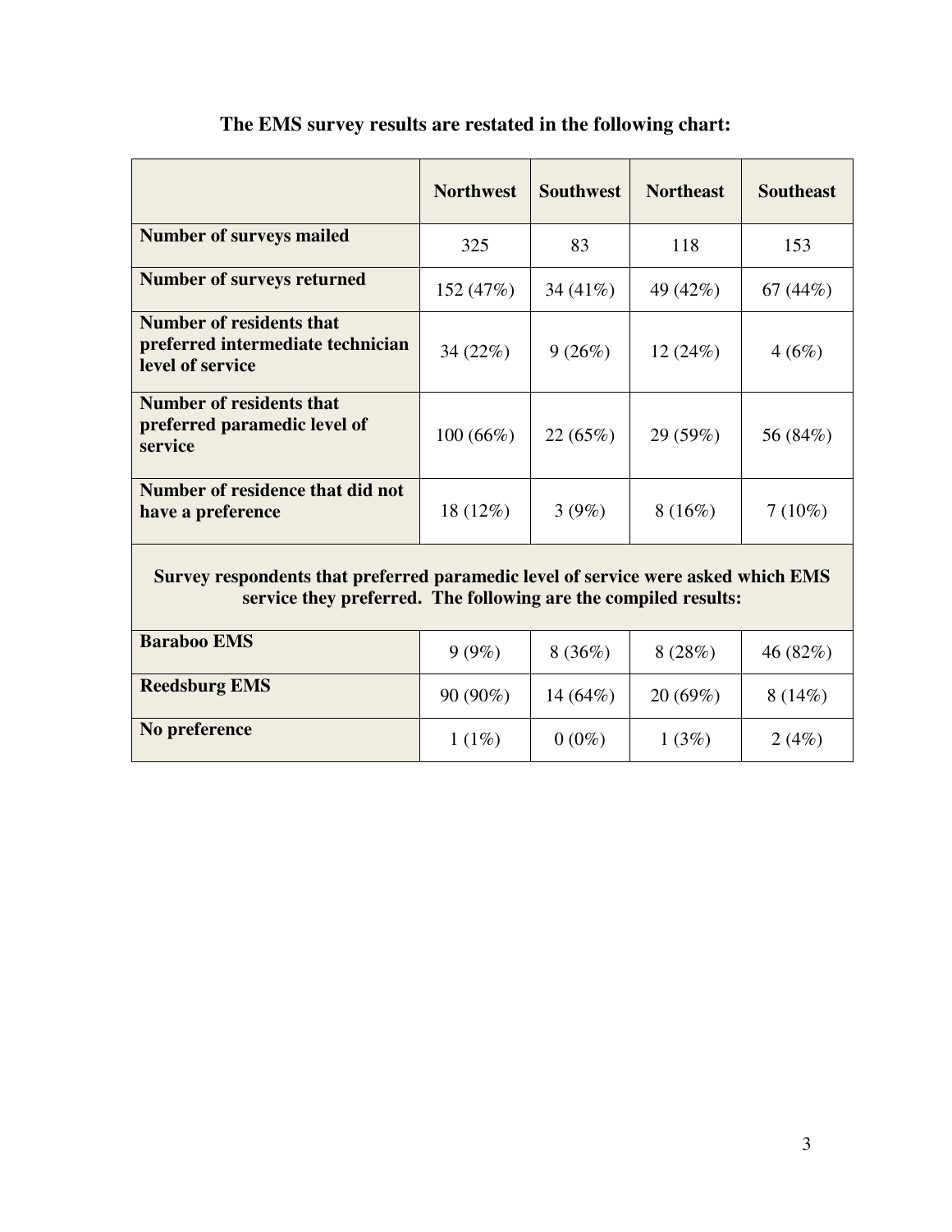**The EMS survey results are restated in the following chart:**

| | Northwest | Southwest | Northeast | Southeast |
|---|---|---|---|---|
| **Number of surveys mailed** | 325 | 83 | 118 | 153 |
| **Number of surveys returned** | 152 (47%) | 34 (41%) | 49 (42%) | 67 (44%) |
| **Number of residents that preferred intermediate technician level of service** | 34 (22%) | 9 (26%) | 12 (24%) | 4 (6%) |
| **Number of residents that preferred paramedic level of service** | 100 (66%) | 22 (65%) | 29 (59%) | 56 (84%) |
| **Number of residence that did not have a preference** | 18 (12%) | 3 (9%) | 8 (16%) | 7 (10%) |
| **Survey respondents that preferred paramedic level of service were asked which EMS service they preferred. The following are the compiled results:** | | | | |
| **Baraboo EMS** | 9 (9%) | 8 (36%) | 8 (28%) | 46 (82%) |
| **Reedsburg EMS** | 90 (90%) | 14 (64%) | 20 (69%) | 8 (14%) |
| **No preference** | 1 (1%) | 0 (0%) | 1 (3%) | 2 (4%) |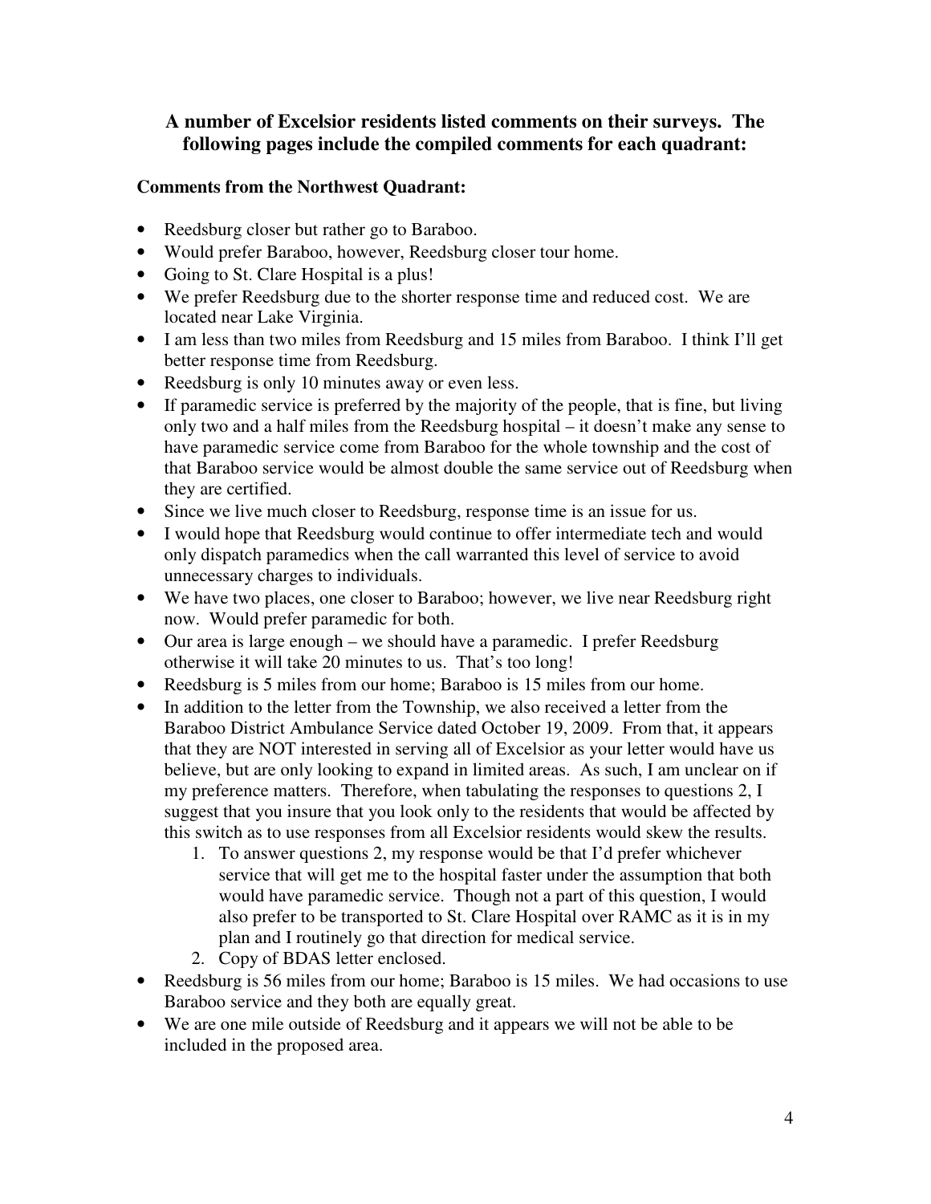**A number of Excelsior residents listed comments on their surveys. The following pages include the compiled comments for each quadrant:**

**Comments from the Northwest Quadrant:**

- Reedsburg closer but rather go to Baraboo.
- Would prefer Baraboo, however, Reedsburg closer tour home.
- Going to St. Clare Hospital is a plus!
- We prefer Reedsburg due to the shorter response time and reduced cost. We are located near Lake Virginia.
- I am less than two miles from Reedsburg and 15 miles from Baraboo. I think I'll get better response time from Reedsburg.
- Reedsburg is only 10 minutes away or even less.
- If paramedic service is preferred by the majority of the people, that is fine, but living only two and a half miles from the Reedsburg hospital – it doesn't make any sense to have paramedic service come from Baraboo for the whole township and the cost of that Baraboo service would be almost double the same service out of Reedsburg when they are certified.
- Since we live much closer to Reedsburg, response time is an issue for us.
- I would hope that Reedsburg would continue to offer intermediate tech and would only dispatch paramedics when the call warranted this level of service to avoid unnecessary charges to individuals.
- We have two places, one closer to Baraboo; however, we live near Reedsburg right now. Would prefer paramedic for both.
- Our area is large enough – we should have a paramedic. I prefer Reedsburg otherwise it will take 20 minutes to us. That's too long!
- Reedsburg is 5 miles from our home; Baraboo is 15 miles from our home.
- In addition to the letter from the Township, we also received a letter from the Baraboo District Ambulance Service dated October 19, 2009. From that, it appears that they are NOT interested in serving all of Excelsior as your letter would have us believe, but are only looking to expand in limited areas. As such, I am unclear on if my preference matters. Therefore, when tabulating the responses to questions 2, I suggest that you insure that you look only to the residents that would be affected by this switch as to use responses from all Excelsior residents would skew the results.
    1. To answer questions 2, my response would be that I'd prefer whichever service that will get me to the hospital faster under the assumption that both would have paramedic service. Though not a part of this question, I would also prefer to be transported to St. Clare Hospital over RAMC as it is in my plan and I routinely go that direction for medical service.
    2. Copy of BDAS letter enclosed.
- Reedsburg is 56 miles from our home; Baraboo is 15 miles. We had occasions to use Baraboo service and they both are equally great.
- We are one mile outside of Reedsburg and it appears we will not be able to be included in the proposed area.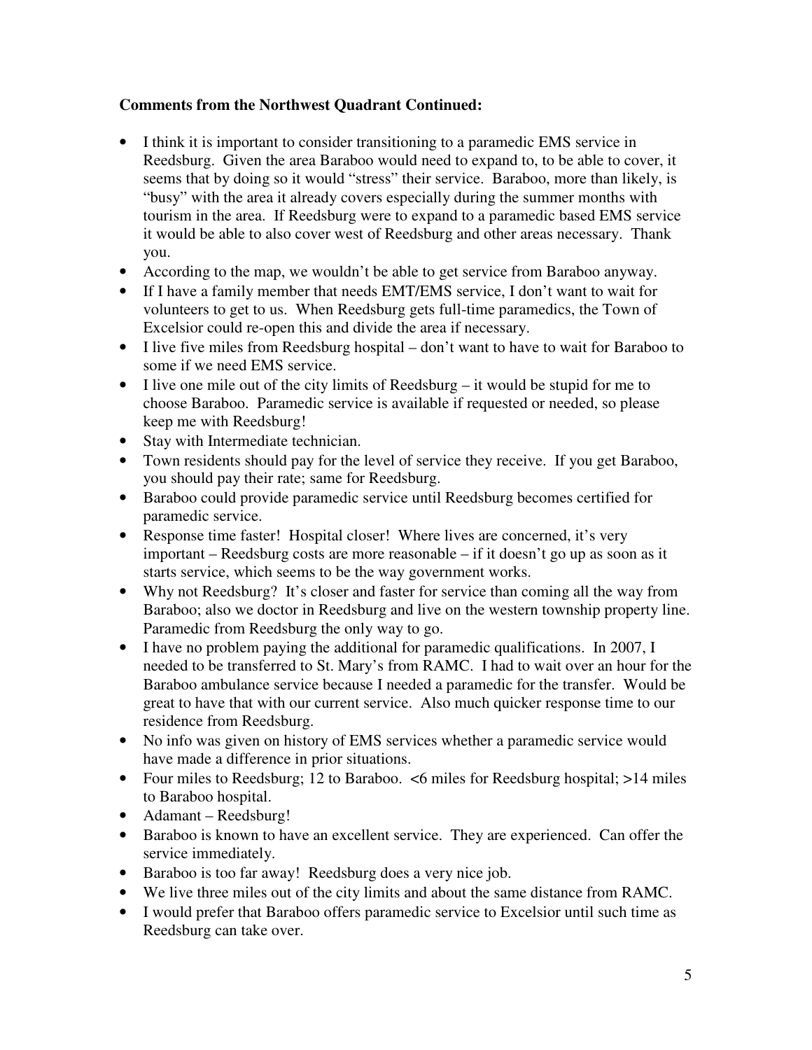**Comments from the Northwest Quadrant Continued:**

- I think it is important to consider transitioning to a paramedic EMS service in Reedsburg. Given the area Baraboo would need to expand to, to be able to cover, it seems that by doing so it would "stress" their service. Baraboo, more than likely, is "busy" with the area it already covers especially during the summer months with tourism in the area. If Reedsburg were to expand to a paramedic based EMS service it would be able to also cover west of Reedsburg and other areas necessary. Thank you.
- According to the map, we wouldn't be able to get service from Baraboo anyway.
- If I have a family member that needs EMT/EMS service, I don't want to wait for volunteers to get to us. When Reedsburg gets full-time paramedics, the Town of Excelsior could re-open this and divide the area if necessary.
- I live five miles from Reedsburg hospital – don't want to have to wait for Baraboo to some if we need EMS service.
- I live one mile out of the city limits of Reedsburg – it would be stupid for me to choose Baraboo. Paramedic service is available if requested or needed, so please keep me with Reedsburg!
- Stay with Intermediate technician.
- Town residents should pay for the level of service they receive. If you get Baraboo, you should pay their rate; same for Reedsburg.
- Baraboo could provide paramedic service until Reedsburg becomes certified for paramedic service.
- Response time faster! Hospital closer! Where lives are concerned, it's very important – Reedsburg costs are more reasonable – if it doesn't go up as soon as it starts service, which seems to be the way government works.
- Why not Reedsburg? It's closer and faster for service than coming all the way from Baraboo; also we doctor in Reedsburg and live on the western township property line. Paramedic from Reedsburg the only way to go.
- I have no problem paying the additional for paramedic qualifications. In 2007, I needed to be transferred to St. Mary's from RAMC. I had to wait over an hour for the Baraboo ambulance service because I needed a paramedic for the transfer. Would be great to have that with our current service. Also much quicker response time to our residence from Reedsburg.
- No info was given on history of EMS services whether a paramedic service would have made a difference in prior situations.
- Four miles to Reedsburg; 12 to Baraboo. <6 miles for Reedsburg hospital; >14 miles to Baraboo hospital.
- Adamant – Reedsburg!
- Baraboo is known to have an excellent service. They are experienced. Can offer the service immediately.
- Baraboo is too far away! Reedsburg does a very nice job.
- We live three miles out of the city limits and about the same distance from RAMC.
- I would prefer that Baraboo offers paramedic service to Excelsior until such time as Reedsburg can take over.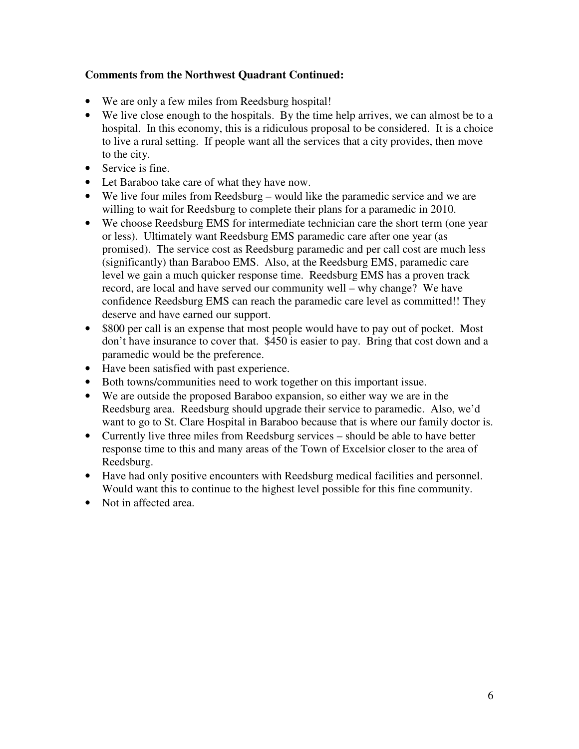**Comments from the Northwest Quadrant Continued:**

- We are only a few miles from Reedsburg hospital!
- We live close enough to the hospitals. By the time help arrives, we can almost be to a hospital. In this economy, this is a ridiculous proposal to be considered. It is a choice to live a rural setting. If people want all the services that a city provides, then move to the city.
- Service is fine.
- Let Baraboo take care of what they have now.
- We live four miles from Reedsburg – would like the paramedic service and we are willing to wait for Reedsburg to complete their plans for a paramedic in 2010.
- We choose Reedsburg EMS for intermediate technician care the short term (one year or less). Ultimately want Reedsburg EMS paramedic care after one year (as promised). The service cost as Reedsburg paramedic and per call cost are much less (significantly) than Baraboo EMS. Also, at the Reedsburg EMS, paramedic care level we gain a much quicker response time. Reedsburg EMS has a proven track record, are local and have served our community well – why change? We have confidence Reedsburg EMS can reach the paramedic care level as committed!! They deserve and have earned our support.
- $800 per call is an expense that most people would have to pay out of pocket. Most don't have insurance to cover that. $450 is easier to pay. Bring that cost down and a paramedic would be the preference.
- Have been satisfied with past experience.
- Both towns/communities need to work together on this important issue.
- We are outside the proposed Baraboo expansion, so either way we are in the Reedsburg area. Reedsburg should upgrade their service to paramedic. Also, we'd want to go to St. Clare Hospital in Baraboo because that is where our family doctor is.
- Currently live three miles from Reedsburg services – should be able to have better response time to this and many areas of the Town of Excelsior closer to the area of Reedsburg.
- Have had only positive encounters with Reedsburg medical facilities and personnel. Would want this to continue to the highest level possible for this fine community.
- Not in affected area.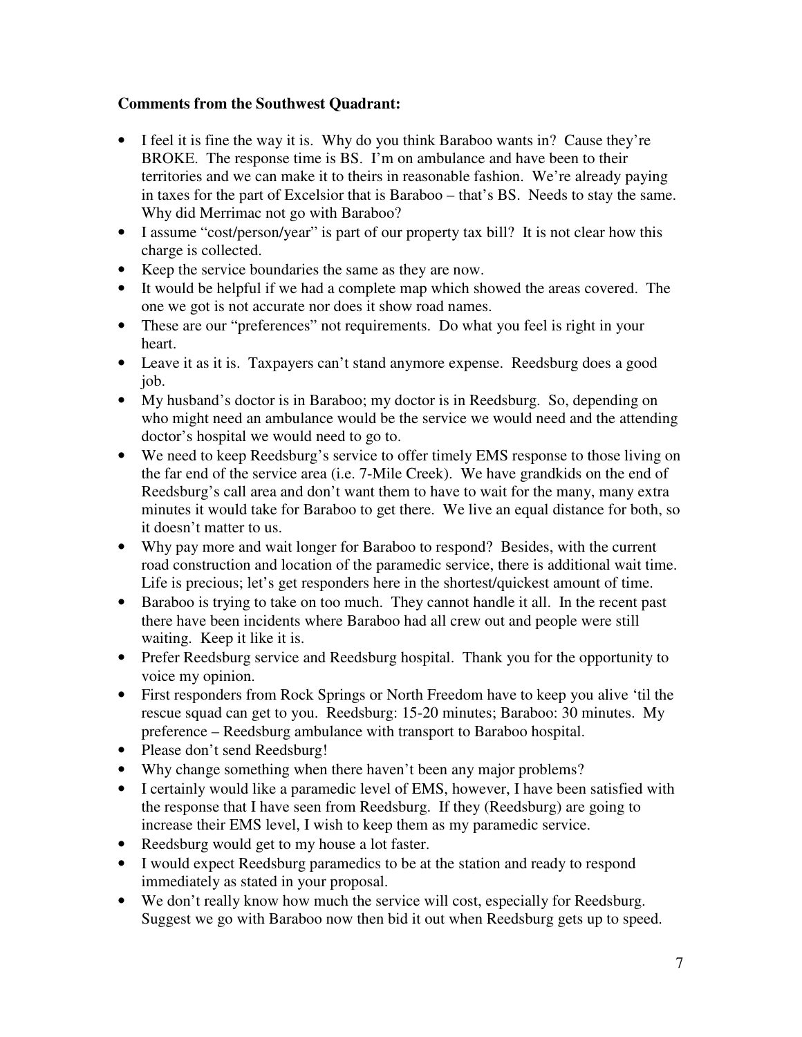**Comments from the Southwest Quadrant:**

- I feel it is fine the way it is. Why do you think Baraboo wants in? Cause they're BROKE. The response time is BS. I'm on ambulance and have been to their territories and we can make it to theirs in reasonable fashion. We're already paying in taxes for the part of Excelsior that is Baraboo – that's BS. Needs to stay the same. Why did Merrimac not go with Baraboo?
- I assume "cost/person/year" is part of our property tax bill? It is not clear how this charge is collected.
- Keep the service boundaries the same as they are now.
- It would be helpful if we had a complete map which showed the areas covered. The one we got is not accurate nor does it show road names.
- These are our "preferences" not requirements. Do what you feel is right in your heart.
- Leave it as it is. Taxpayers can't stand anymore expense. Reedsburg does a good job.
- My husband's doctor is in Baraboo; my doctor is in Reedsburg. So, depending on who might need an ambulance would be the service we would need and the attending doctor's hospital we would need to go to.
- We need to keep Reedsburg's service to offer timely EMS response to those living on the far end of the service area (i.e. 7-Mile Creek). We have grandkids on the end of Reedsburg's call area and don't want them to have to wait for the many, many extra minutes it would take for Baraboo to get there. We live an equal distance for both, so it doesn't matter to us.
- Why pay more and wait longer for Baraboo to respond? Besides, with the current road construction and location of the paramedic service, there is additional wait time. Life is precious; let's get responders here in the shortest/quickest amount of time.
- Baraboo is trying to take on too much. They cannot handle it all. In the recent past there have been incidents where Baraboo had all crew out and people were still waiting. Keep it like it is.
- Prefer Reedsburg service and Reedsburg hospital. Thank you for the opportunity to voice my opinion.
- First responders from Rock Springs or North Freedom have to keep you alive 'til the rescue squad can get to you. Reedsburg: 15-20 minutes; Baraboo: 30 minutes. My preference – Reedsburg ambulance with transport to Baraboo hospital.
- Please don't send Reedsburg!
- Why change something when there haven't been any major problems?
- I certainly would like a paramedic level of EMS, however, I have been satisfied with the response that I have seen from Reedsburg. If they (Reedsburg) are going to increase their EMS level, I wish to keep them as my paramedic service.
- Reedsburg would get to my house a lot faster.
- I would expect Reedsburg paramedics to be at the station and ready to respond immediately as stated in your proposal.
- We don't really know how much the service will cost, especially for Reedsburg. Suggest we go with Baraboo now then bid it out when Reedsburg gets up to speed.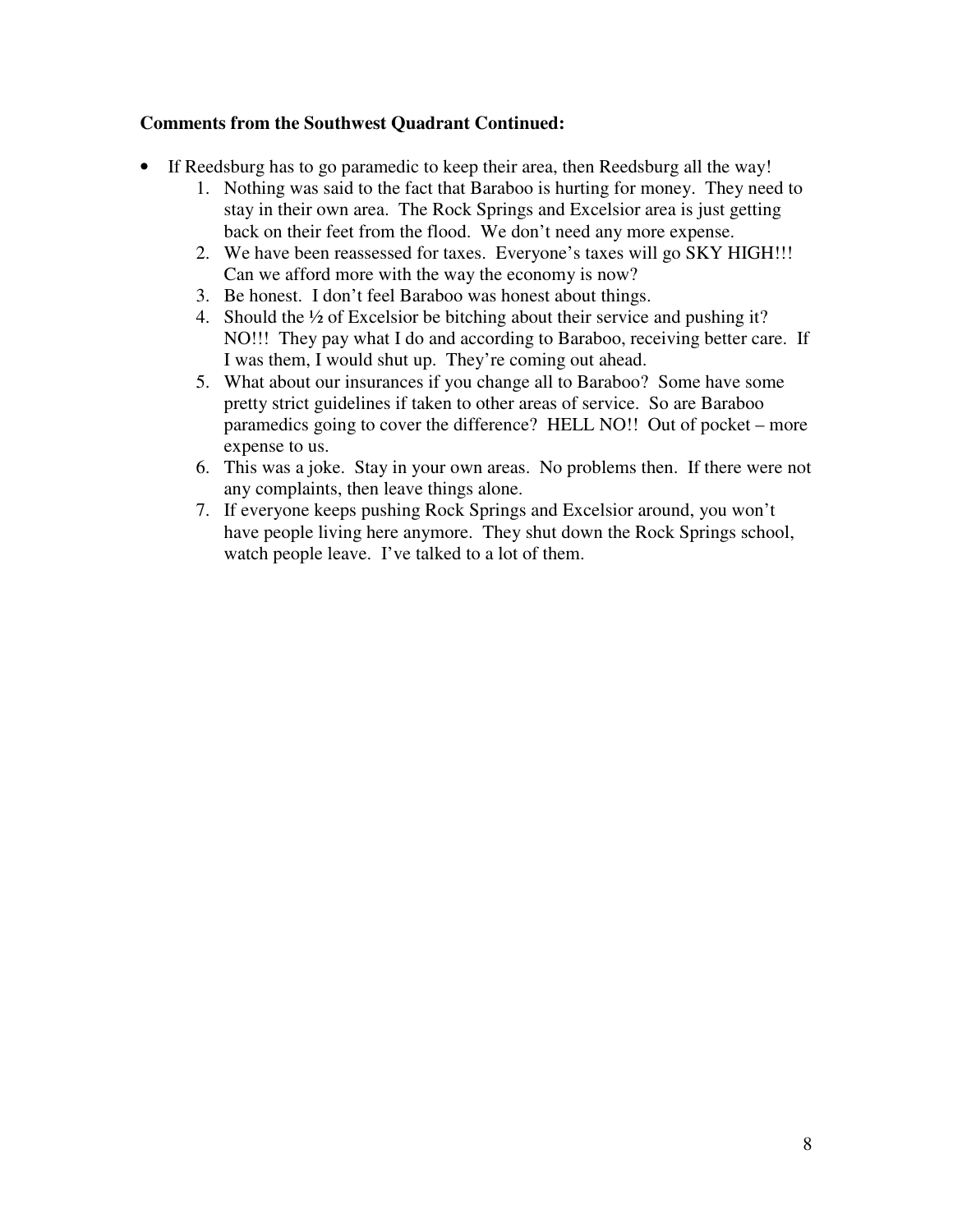**Comments from the Southwest Quadrant Continued:**

- If Reedsburg has to go paramedic to keep their area, then Reedsburg all the way!
    1. Nothing was said to the fact that Baraboo is hurting for money. They need to stay in their own area. The Rock Springs and Excelsior area is just getting back on their feet from the flood. We don't need any more expense.
    2. We have been reassessed for taxes. Everyone's taxes will go SKY HIGH!!! Can we afford more with the way the economy is now?
    3. Be honest. I don't feel Baraboo was honest about things.
    4. Should the ½ of Excelsior be bitching about their service and pushing it? NO!!! They pay what I do and according to Baraboo, receiving better care. If I was them, I would shut up. They're coming out ahead.
    5. What about our insurances if you change all to Baraboo? Some have some pretty strict guidelines if taken to other areas of service. So are Baraboo paramedics going to cover the difference? HELL NO!! Out of pocket – more expense to us.
    6. This was a joke. Stay in your own areas. No problems then. If there were not any complaints, then leave things alone.
    7. If everyone keeps pushing Rock Springs and Excelsior around, you won't have people living here anymore. They shut down the Rock Springs school, watch people leave. I've talked to a lot of them.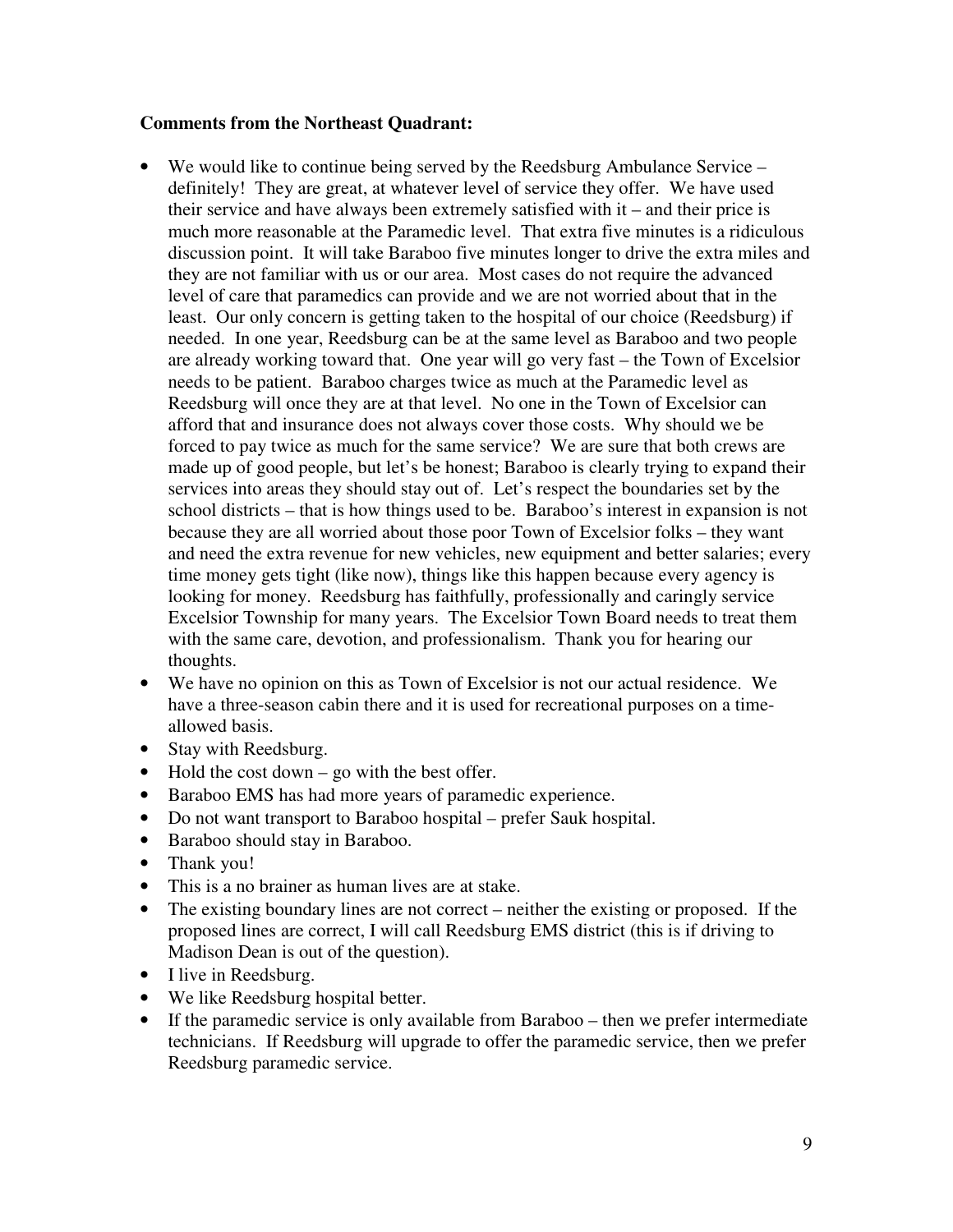**Comments from the Northeast Quadrant:**

- We would like to continue being served by the Reedsburg Ambulance Service – definitely! They are great, at whatever level of service they offer. We have used their service and have always been extremely satisfied with it – and their price is much more reasonable at the Paramedic level. That extra five minutes is a ridiculous discussion point. It will take Baraboo five minutes longer to drive the extra miles and they are not familiar with us or our area. Most cases do not require the advanced level of care that paramedics can provide and we are not worried about that in the least. Our only concern is getting taken to the hospital of our choice (Reedsburg) if needed. In one year, Reedsburg can be at the same level as Baraboo and two people are already working toward that. One year will go very fast – the Town of Excelsior needs to be patient. Baraboo charges twice as much at the Paramedic level as Reedsburg will once they are at that level. No one in the Town of Excelsior can afford that and insurance does not always cover those costs. Why should we be forced to pay twice as much for the same service? We are sure that both crews are made up of good people, but let's be honest; Baraboo is clearly trying to expand their services into areas they should stay out of. Let's respect the boundaries set by the school districts – that is how things used to be. Baraboo's interest in expansion is not because they are all worried about those poor Town of Excelsior folks – they want and need the extra revenue for new vehicles, new equipment and better salaries; every time money gets tight (like now), things like this happen because every agency is looking for money. Reedsburg has faithfully, professionally and caringly service Excelsior Township for many years. The Excelsior Town Board needs to treat them with the same care, devotion, and professionalism. Thank you for hearing our thoughts.
- We have no opinion on this as Town of Excelsior is not our actual residence. We have a three-season cabin there and it is used for recreational purposes on a time-allowed basis.
- Stay with Reedsburg.
- Hold the cost down – go with the best offer.
- Baraboo EMS has had more years of paramedic experience.
- Do not want transport to Baraboo hospital – prefer Sauk hospital.
- Baraboo should stay in Baraboo.
- Thank you!
- This is a no brainer as human lives are at stake.
- The existing boundary lines are not correct – neither the existing or proposed. If the proposed lines are correct, I will call Reedsburg EMS district (this is if driving to Madison Dean is out of the question).
- I live in Reedsburg.
- We like Reedsburg hospital better.
- If the paramedic service is only available from Baraboo – then we prefer intermediate technicians. If Reedsburg will upgrade to offer the paramedic service, then we prefer Reedsburg paramedic service.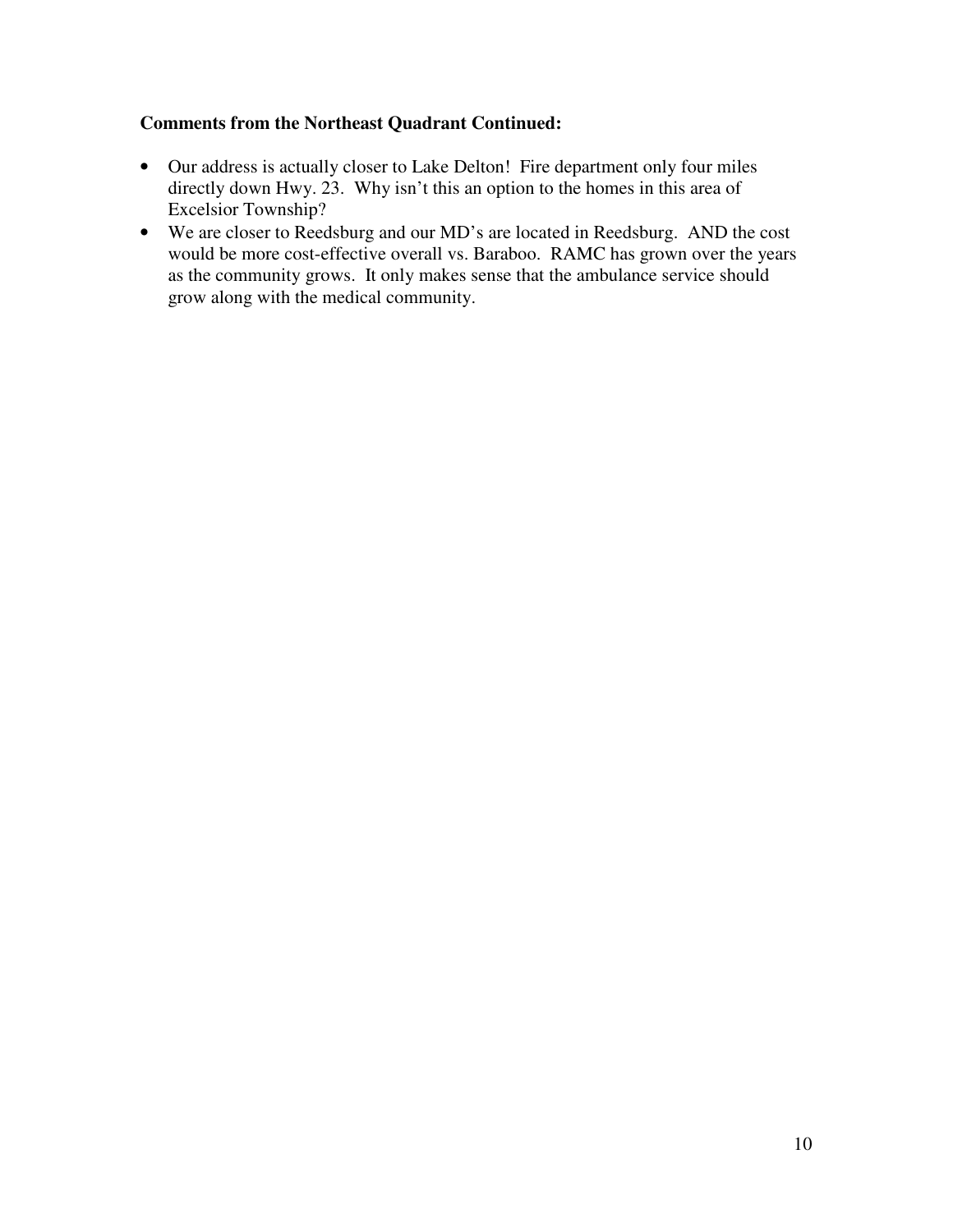**Comments from the Northeast Quadrant Continued:**

- Our address is actually closer to Lake Delton! Fire department only four miles directly down Hwy. 23. Why isn't this an option to the homes in this area of Excelsior Township?
- We are closer to Reedsburg and our MD's are located in Reedsburg. AND the cost would be more cost-effective overall vs. Baraboo. RAMC has grown over the years as the community grows. It only makes sense that the ambulance service should grow along with the medical community.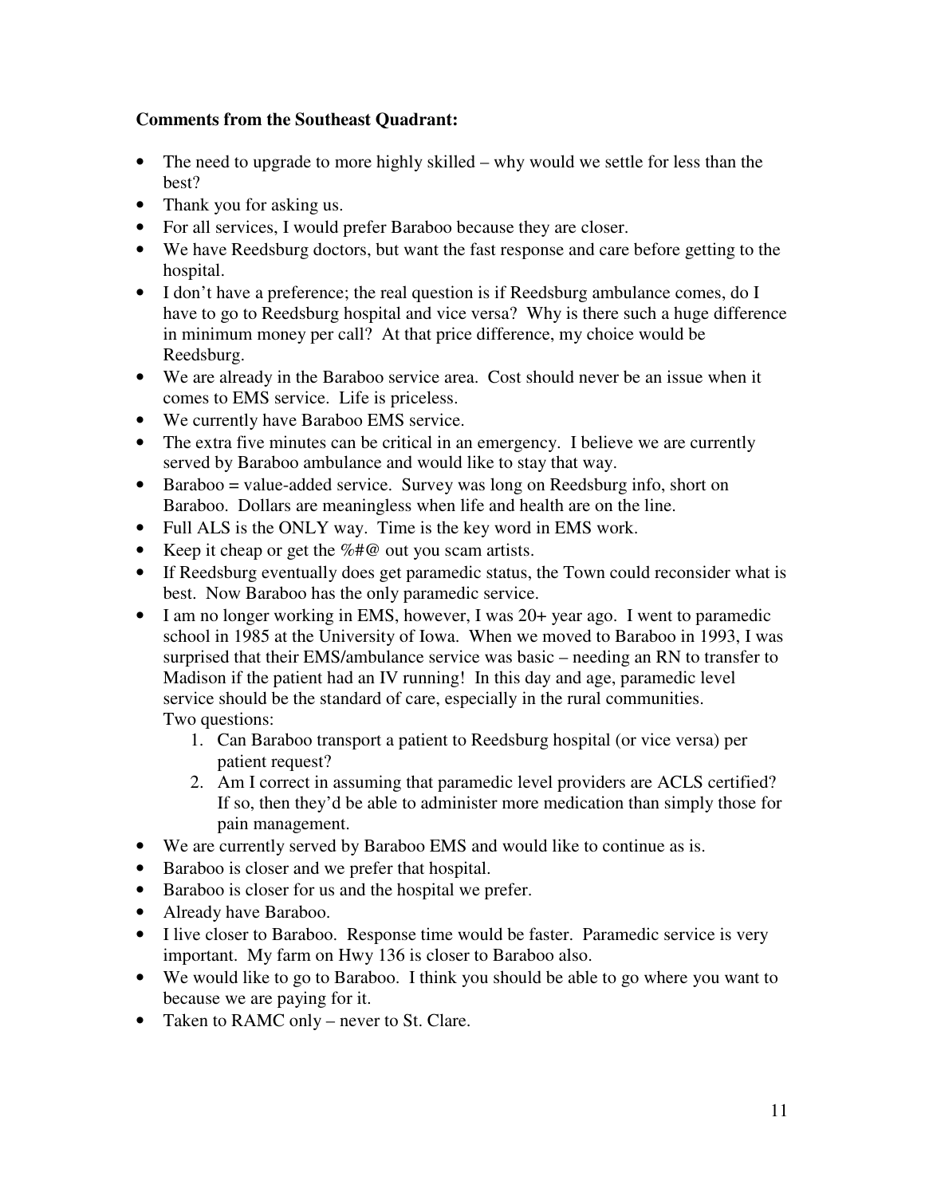**Comments from the Southeast Quadrant:**

- The need to upgrade to more highly skilled – why would we settle for less than the best?
- Thank you for asking us.
- For all services, I would prefer Baraboo because they are closer.
- We have Reedsburg doctors, but want the fast response and care before getting to the hospital.
- I don't have a preference; the real question is if Reedsburg ambulance comes, do I have to go to Reedsburg hospital and vice versa? Why is there such a huge difference in minimum money per call? At that price difference, my choice would be Reedsburg.
- We are already in the Baraboo service area. Cost should never be an issue when it comes to EMS service. Life is priceless.
- We currently have Baraboo EMS service.
- The extra five minutes can be critical in an emergency. I believe we are currently served by Baraboo ambulance and would like to stay that way.
- Baraboo = value-added service. Survey was long on Reedsburg info, short on Baraboo. Dollars are meaningless when life and health are on the line.
- Full ALS is the ONLY way. Time is the key word in EMS work.
- Keep it cheap or get the %#@ out you scam artists.
- If Reedsburg eventually does get paramedic status, the Town could reconsider what is best. Now Baraboo has the only paramedic service.
- I am no longer working in EMS, however, I was 20+ year ago. I went to paramedic school in 1985 at the University of Iowa. When we moved to Baraboo in 1993, I was surprised that their EMS/ambulance service was basic – needing an RN to transfer to Madison if the patient had an IV running! In this day and age, paramedic level service should be the standard of care, especially in the rural communities.
  Two questions:
  1. Can Baraboo transport a patient to Reedsburg hospital (or vice versa) per patient request?
  2. Am I correct in assuming that paramedic level providers are ACLS certified? If so, then they'd be able to administer more medication than simply those for pain management.
- We are currently served by Baraboo EMS and would like to continue as is.
- Baraboo is closer and we prefer that hospital.
- Baraboo is closer for us and the hospital we prefer.
- Already have Baraboo.
- I live closer to Baraboo. Response time would be faster. Paramedic service is very important. My farm on Hwy 136 is closer to Baraboo also.
- We would like to go to Baraboo. I think you should be able to go where you want to because we are paying for it.
- Taken to RAMC only – never to St. Clare.